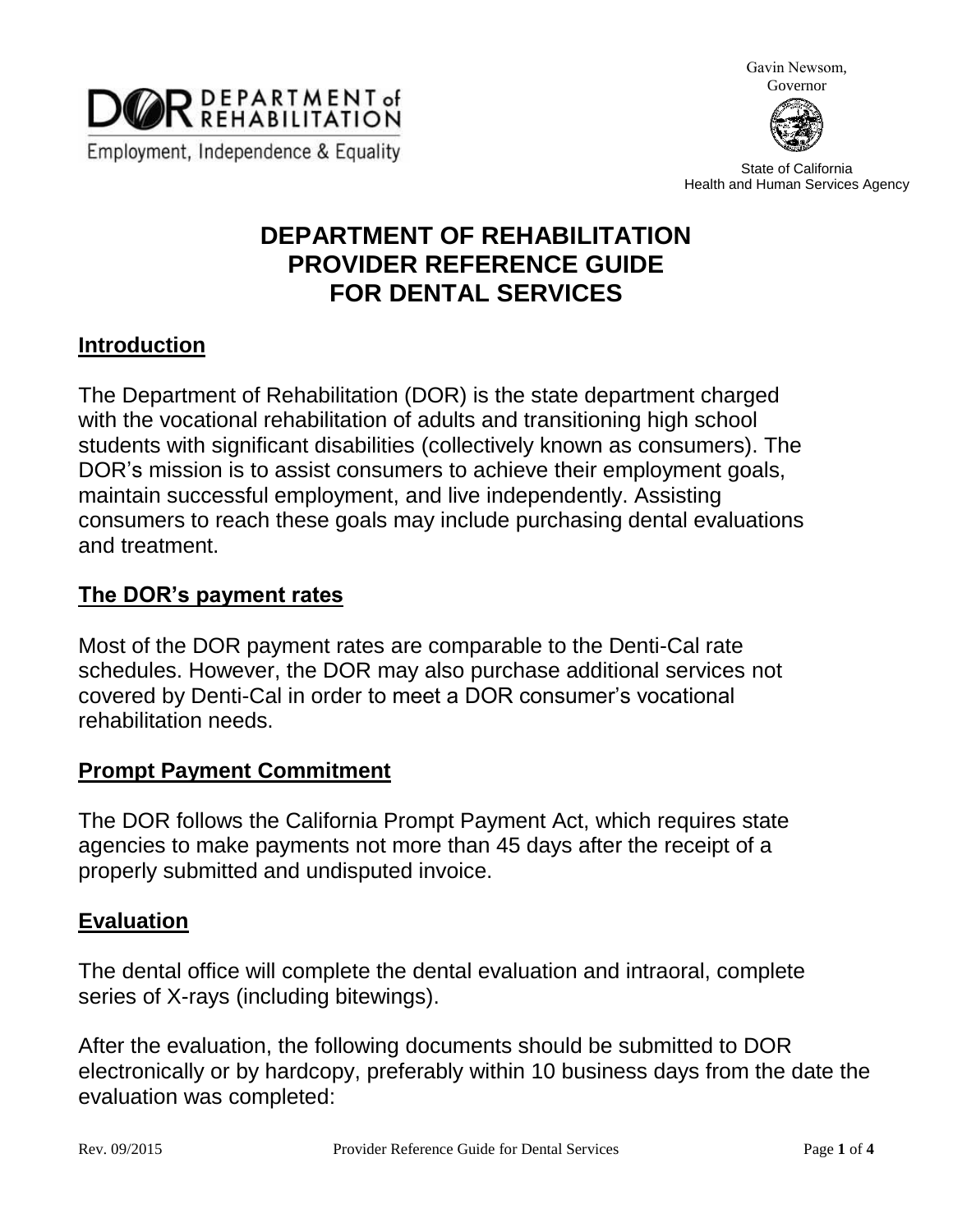DEPARTMENT of REHABILITATION

Employment, Independence & Equality

Gavin Newsom, Governor

State of California
Health and Human Services Agency

# DEPARTMENT OF REHABILITATION PROVIDER REFERENCE GUIDE FOR DENTAL SERVICES

## Introduction

The Department of Rehabilitation (DOR) is the state department charged with the vocational rehabilitation of adults and transitioning high school students with significant disabilities (collectively known as consumers). The DOR's mission is to assist consumers to achieve their employment goals, maintain successful employment, and live independently. Assisting consumers to reach these goals may include purchasing dental evaluations and treatment.

## The DOR's payment rates

Most of the DOR payment rates are comparable to the Denti-Cal rate schedules. However, the DOR may also purchase additional services not covered by Denti-Cal in order to meet a DOR consumer's vocational rehabilitation needs.

## Prompt Payment Commitment

The DOR follows the California Prompt Payment Act, which requires state agencies to make payments not more than 45 days after the receipt of a properly submitted and undisputed invoice.

## Evaluation

The dental office will complete the dental evaluation and intraoral, complete series of X-rays (including bitewings).

After the evaluation, the following documents should be submitted to DOR electronically or by hardcopy, preferably within 10 business days from the date the evaluation was completed: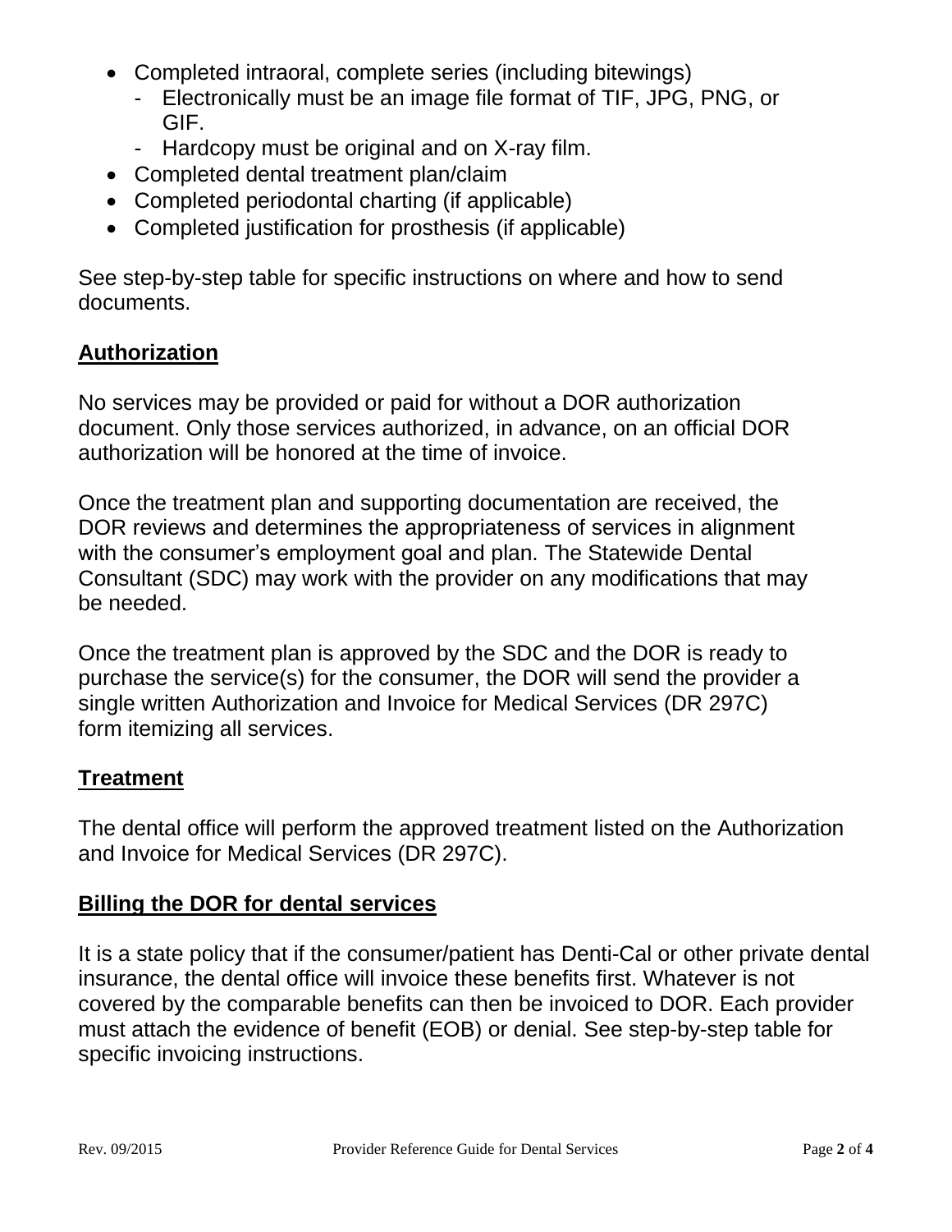- Completed intraoral, complete series (including bitewings)
  - Electronically must be an image file format of TIF, JPG, PNG, or GIF.
  - Hardcopy must be original and on X-ray film.
- Completed dental treatment plan/claim
- Completed periodontal charting (if applicable)
- Completed justification for prosthesis (if applicable)

See step-by-step table for specific instructions on where and how to send documents.

## Authorization

No services may be provided or paid for without a DOR authorization document. Only those services authorized, in advance, on an official DOR authorization will be honored at the time of invoice.

Once the treatment plan and supporting documentation are received, the DOR reviews and determines the appropriateness of services in alignment with the consumer's employment goal and plan. The Statewide Dental Consultant (SDC) may work with the provider on any modifications that may be needed.

Once the treatment plan is approved by the SDC and the DOR is ready to purchase the service(s) for the consumer, the DOR will send the provider a single written Authorization and Invoice for Medical Services (DR 297C) form itemizing all services.

## Treatment

The dental office will perform the approved treatment listed on the Authorization and Invoice for Medical Services (DR 297C).

## Billing the DOR for dental services

It is a state policy that if the consumer/patient has Denti-Cal or other private dental insurance, the dental office will invoice these benefits first. Whatever is not covered by the comparable benefits can then be invoiced to DOR. Each provider must attach the evidence of benefit (EOB) or denial. See step-by-step table for specific invoicing instructions.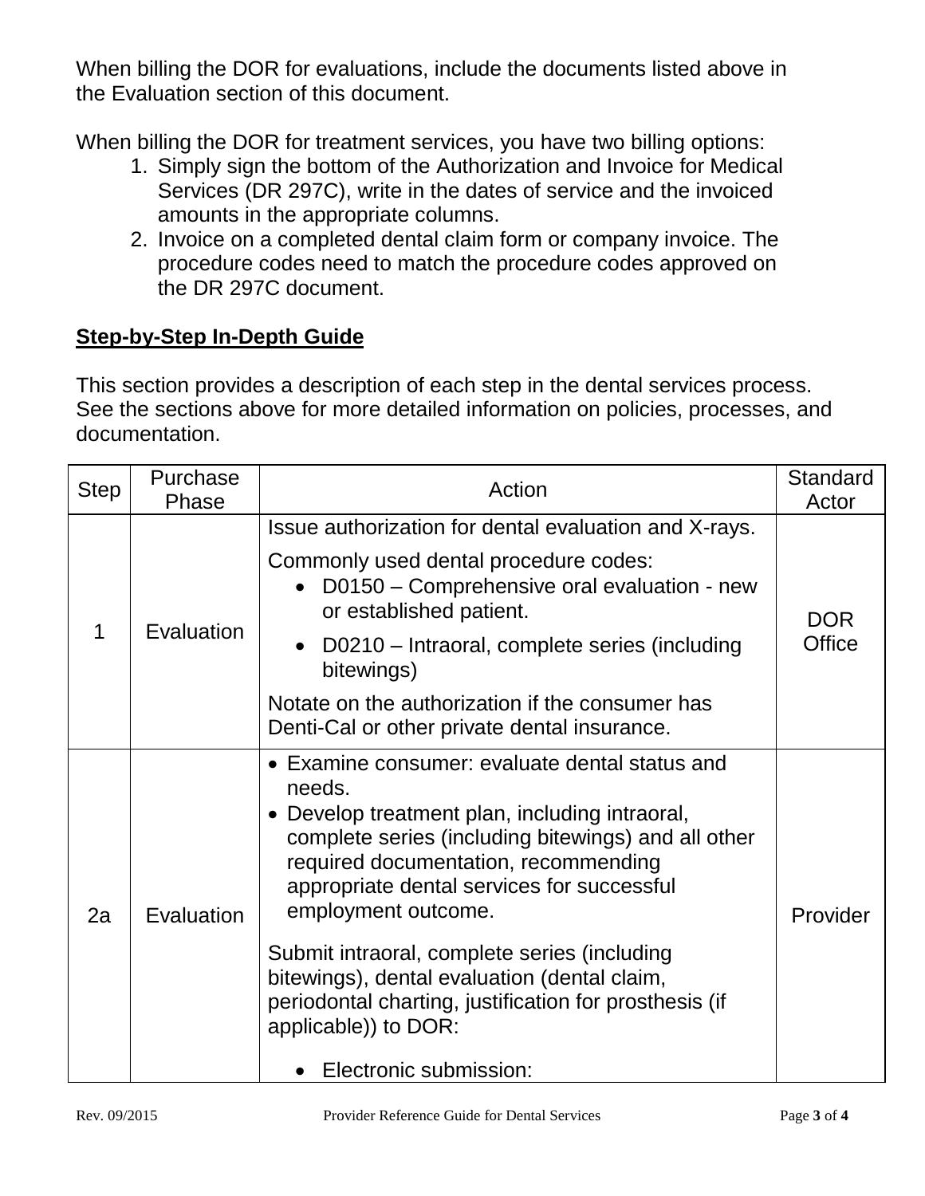When billing the DOR for evaluations, include the documents listed above in the Evaluation section of this document.

When billing the DOR for treatment services, you have two billing options:

1. Simply sign the bottom of the Authorization and Invoice for Medical Services (DR 297C), write in the dates of service and the invoiced amounts in the appropriate columns.
2. Invoice on a completed dental claim form or company invoice. The procedure codes need to match the procedure codes approved on the DR 297C document.

## Step-by-Step In-Depth Guide

This section provides a description of each step in the dental services process. See the sections above for more detailed information on policies, processes, and documentation.

| Step | Purchase Phase | Action | Standard Actor |
|---|---|---|---|
| 1 | Evaluation | Issue authorization for dental evaluation and X-rays.<br><br>Commonly used dental procedure codes:<br>• D0150 – Comprehensive oral evaluation - new or established patient.<br>• D0210 – Intraoral, complete series (including bitewings)<br><br>Notate on the authorization if the consumer has Denti-Cal or other private dental insurance. | DOR Office |
| 2a | Evaluation | • Examine consumer: evaluate dental status and needs.<br>• Develop treatment plan, including intraoral, complete series (including bitewings) and all other required documentation, recommending appropriate dental services for successful employment outcome.<br><br>Submit intraoral, complete series (including bitewings), dental evaluation (dental claim, periodontal charting, justification for prosthesis (if applicable)) to DOR:<br><br>• Electronic submission: | Provider |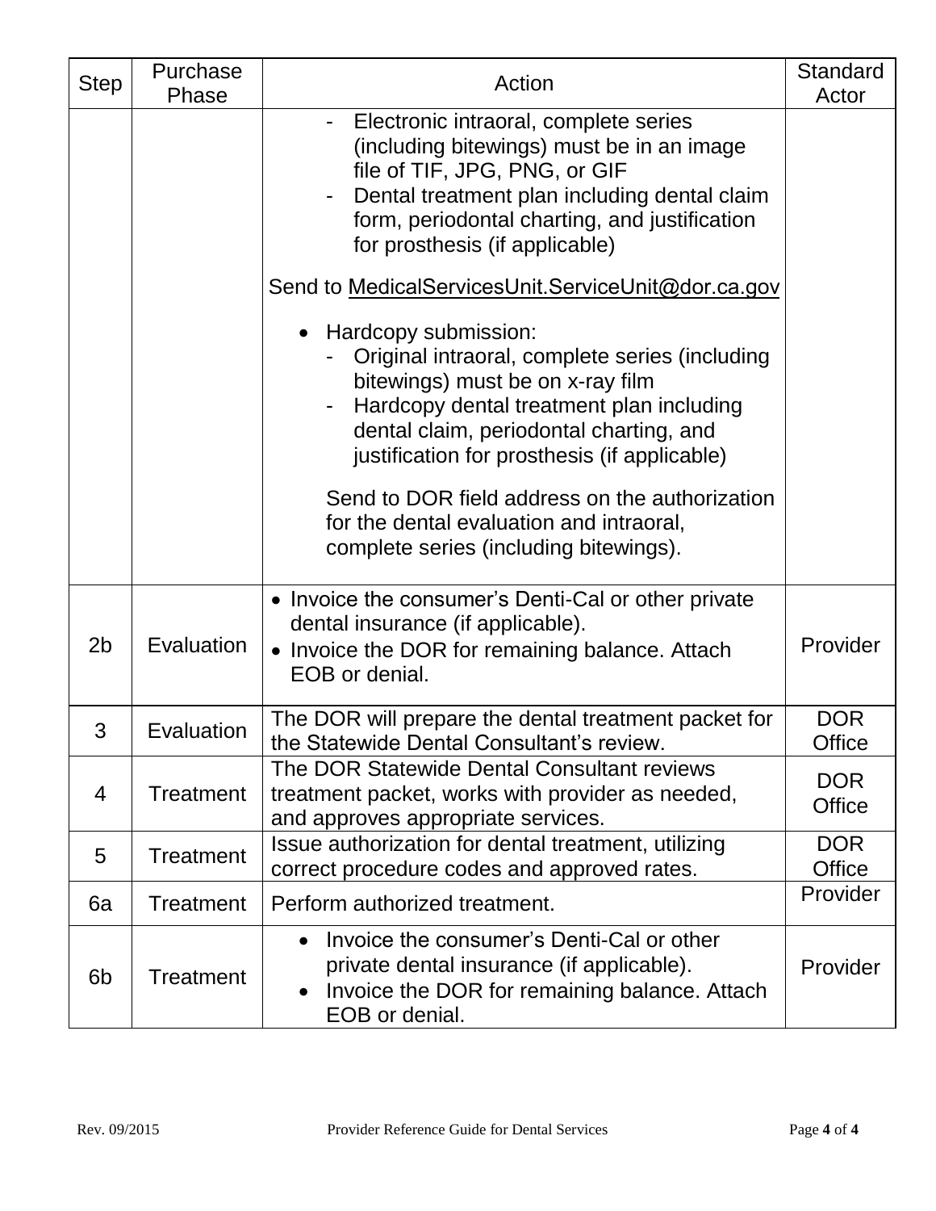| Step | Purchase Phase | Action | Standard Actor |
|---|---|---|---|
| | | - Electronic intraoral, complete series (including bitewings) must be in an image file of TIF, JPG, PNG, or GIF<br>- Dental treatment plan including dental claim form, periodontal charting, and justification for prosthesis (if applicable)<br><br>Send to MedicalServicesUnit.ServiceUnit@dor.ca.gov<br><br>• Hardcopy submission:<br>- Original intraoral, complete series (including bitewings) must be on x-ray film<br>- Hardcopy dental treatment plan including dental claim, periodontal charting, and justification for prosthesis (if applicable)<br><br>Send to DOR field address on the authorization for the dental evaluation and intraoral, complete series (including bitewings). | |
| 2b | Evaluation | • Invoice the consumer's Denti-Cal or other private dental insurance (if applicable).<br>• Invoice the DOR for remaining balance. Attach EOB or denial. | Provider |
| 3 | Evaluation | The DOR will prepare the dental treatment packet for the Statewide Dental Consultant's review. | DOR Office |
| 4 | Treatment | The DOR Statewide Dental Consultant reviews treatment packet, works with provider as needed, and approves appropriate services. | DOR Office |
| 5 | Treatment | Issue authorization for dental treatment, utilizing correct procedure codes and approved rates. | DOR Office |
| 6a | Treatment | Perform authorized treatment. | Provider |
| 6b | Treatment | • Invoice the consumer's Denti-Cal or other private dental insurance (if applicable).<br>• Invoice the DOR for remaining balance. Attach EOB or denial. | Provider |